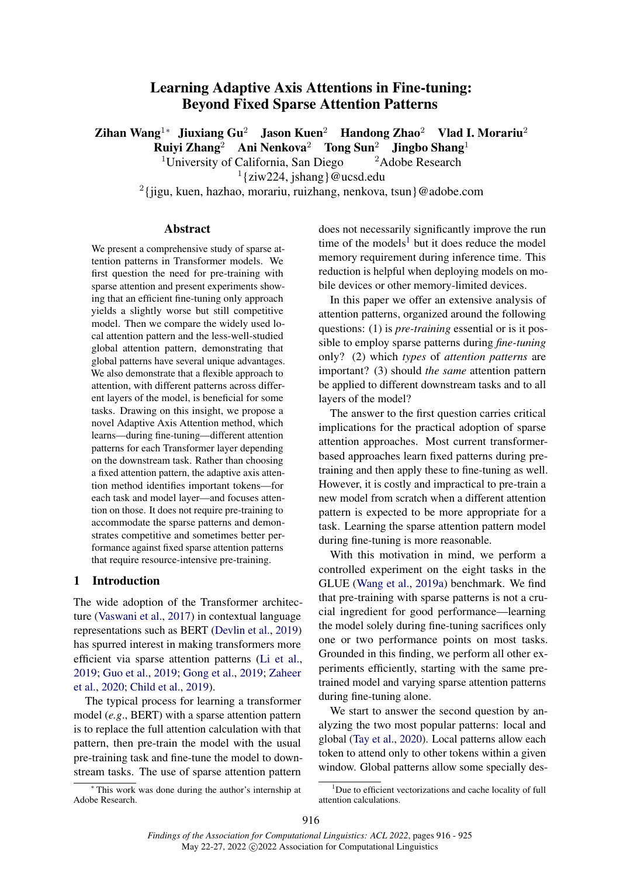# Learning Adaptive Axis Attentions in Fine-tuning: Beyond Fixed Sparse Attention Patterns

**Zihan Wang**[1*] **Jiuxiang Gu**[2] **Jason Kuen**[2] **Handong Zhao**[2] **Vlad I. Morariu**[2] **Ruiyi Zhang**[2] **Ani Nenkova**[2] **Tong Sun**[2] **Jingbo Shang**[1]

[1]University of California, San Diego [2]Adobe Research

[1]{ziw224, jshang}@ucsd.edu

[2]{jigu, kuen, hazhao, morariu, ruizhang, nenkova, tsun}@adobe.com

## Abstract

We present a comprehensive study of sparse attention patterns in Transformer models. We first question the need for pre-training with sparse attention and present experiments showing that an efficient fine-tuning only approach yields a slightly worse but still competitive model. Then we compare the widely used local attention pattern and the less-well-studied global attention pattern, demonstrating that global patterns have several unique advantages. We also demonstrate that a flexible approach to attention, with different patterns across different layers of the model, is beneficial for some tasks. Drawing on this insight, we propose a novel Adaptive Axis Attention method, which learns—during fine-tuning—different attention patterns for each Transformer layer depending on the downstream task. Rather than choosing a fixed attention pattern, the adaptive axis attention method identifies important tokens—for each task and model layer—and focuses attention on those. It does not require pre-training to accommodate the sparse patterns and demonstrates competitive and sometimes better performance against fixed sparse attention patterns that require resource-intensive pre-training.

## 1 Introduction

The wide adoption of the Transformer architecture (Vaswani et al., 2017) in contextual language representations such as BERT (Devlin et al., 2019) has spurred interest in making transformers more efficient via sparse attention patterns (Li et al., 2019; Guo et al., 2019; Gong et al., 2019; Zaheer et al., 2020; Child et al., 2019).

The typical process for learning a transformer model (*e.g*., BERT) with a sparse attention pattern is to replace the full attention calculation with that pattern, then pre-train the model with the usual pre-training task and fine-tune the model to downstream tasks. The use of sparse attention pattern does not necessarily significantly improve the run time of the models[1] but it does reduce the model memory requirement during inference time. This reduction is helpful when deploying models on mobile devices or other memory-limited devices.

In this paper we offer an extensive analysis of attention patterns, organized around the following questions: (1) is *pre-training* essential or is it possible to employ sparse patterns during *fine-tuning* only? (2) which *types* of *attention patterns* are important? (3) should *the same* attention pattern be applied to different downstream tasks and to all layers of the model?

The answer to the first question carries critical implications for the practical adoption of sparse attention approaches. Most current transformer-based approaches learn fixed patterns during pre-training and then apply these to fine-tuning as well. However, it is costly and impractical to pre-train a new model from scratch when a different attention pattern is expected to be more appropriate for a task. Learning the sparse attention pattern model during fine-tuning is more reasonable.

With this motivation in mind, we perform a controlled experiment on the eight tasks in the GLUE (Wang et al., 2019a) benchmark. We find that pre-training with sparse patterns is not a crucial ingredient for good performance—learning the model solely during fine-tuning sacrifices only one or two performance points on most tasks. Grounded in this finding, we perform all other experiments efficiently, starting with the same pre-trained model and varying sparse attention patterns during fine-tuning alone.

We start to answer the second question by analyzing the two most popular patterns: local and global (Tay et al., 2020). Local patterns allow each token to attend only to other tokens within a given window. Global patterns allow some specially des-

[*] This work was done during the author's internship at Adobe Research.

[1]Due to efficient vectorizations and cache locality of full attention calculations.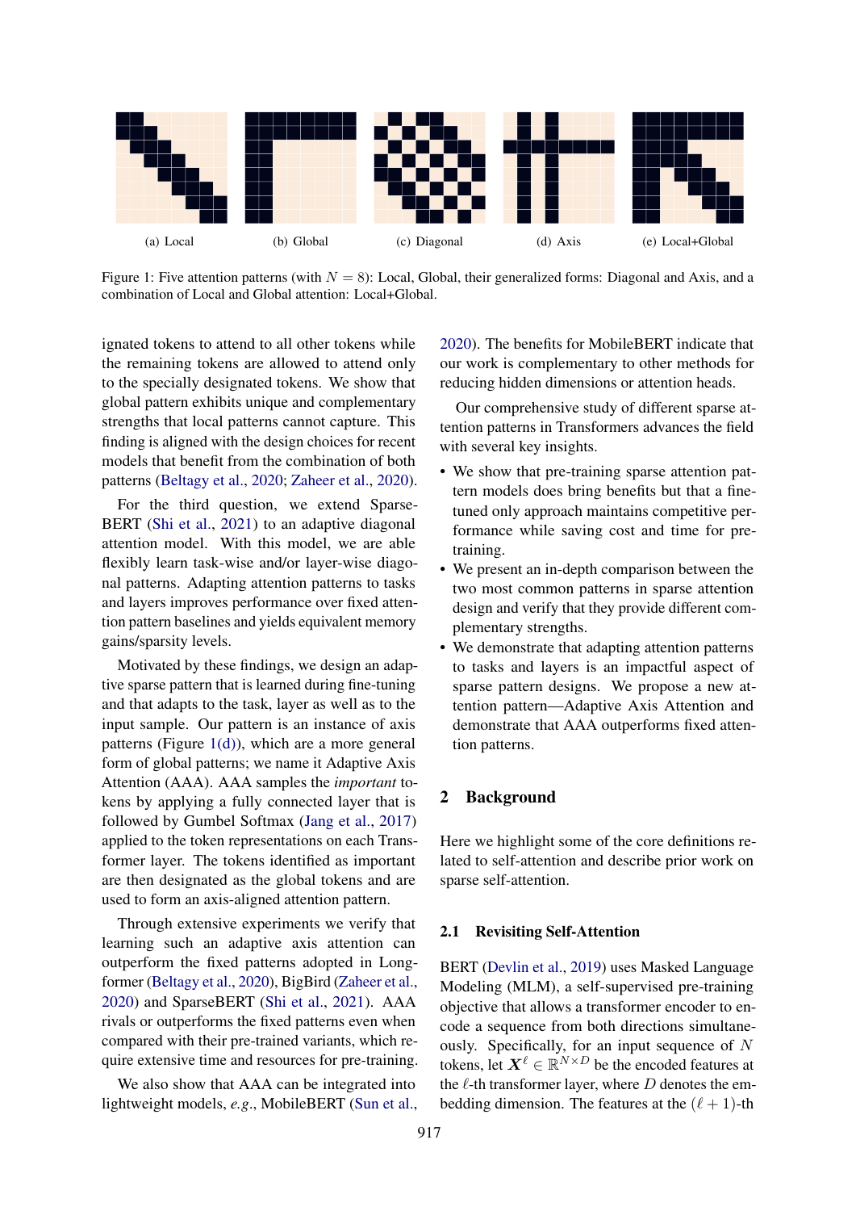(a) Local (b) Global (c) Diagonal (d) Axis (e) Local+Global

Figure 1: Five attention patterns (with $N = 8$): Local, Global, their generalized forms: Diagonal and Axis, and a combination of Local and Global attention: Local+Global.

ignated tokens to attend to all other tokens while the remaining tokens are allowed to attend only to the specially designated tokens. We show that global pattern exhibits unique and complementary strengths that local patterns cannot capture. This finding is aligned with the design choices for recent models that benefit from the combination of both patterns (Beltagy et al., 2020; Zaheer et al., 2020).

For the third question, we extend SparseBERT (Shi et al., 2021) to an adaptive diagonal attention model. With this model, we are able to flexibly learn task-wise and/or layer-wise diagonal patterns. Adapting attention patterns to tasks and layers improves performance over fixed attention pattern baselines and yields equivalent memory gains/sparsity levels.

Motivated by these findings, we design an adaptive sparse pattern that is learned during fine-tuning and that adapts to the task, layer as well as to the input sample. Our pattern is an instance of axis patterns (Figure 1(d)), which are a more general form of global patterns; we name it Adaptive Axis Attention (AAA). AAA samples the *important* tokens by applying a fully connected layer that is followed by Gumbel Softmax (Jang et al., 2017) applied to the token representations on each Transformer layer. The tokens identified as important are then designated as the global tokens and are used to form an axis-aligned attention pattern.

Through extensive experiments we verify that learning such an adaptive axis attention can outperform the fixed patterns adopted in Longformer (Beltagy et al., 2020), BigBird (Zaheer et al., 2020) and SparseBERT (Shi et al., 2021). AAA rivals or outperforms the fixed patterns even when compared with their pre-trained variants, which require extensive time and resources for pre-training.

We also show that AAA can be integrated into lightweight models, *e.g.*, MobileBERT (Sun et al., 2020). The benefits for MobileBERT indicate that our work is complementary to other methods for reducing hidden dimensions or attention heads.

Our comprehensive study of different sparse attention patterns in Transformers advances the field with several key insights.

- We show that pre-training sparse attention pattern models does bring benefits but that a fine-tuned only approach maintains competitive performance while saving cost and time for pre-training.
- We present an in-depth comparison between the two most common patterns in sparse attention design and verify that they provide different complementary strengths.
- We demonstrate that adapting attention patterns to tasks and layers is an impactful aspect of sparse pattern designs. We propose a new attention pattern—Adaptive Axis Attention and demonstrate that AAA outperforms fixed attention patterns.

## 2 Background

Here we highlight some of the core definitions related to self-attention and describe prior work on sparse self-attention.

### 2.1 Revisiting Self-Attention

BERT (Devlin et al., 2019) uses Masked Language Modeling (MLM), a self-supervised pre-training objective that allows a transformer encoder to encode a sequence from both directions simultaneously. Specifically, for an input sequence of $N$ tokens, let $\boldsymbol{X}^{\ell} \in \mathbb{R}^{N \times D}$ be the encoded features at the $\ell$-th transformer layer, where $D$ denotes the embedding dimension. The features at the $(\ell + 1)$-th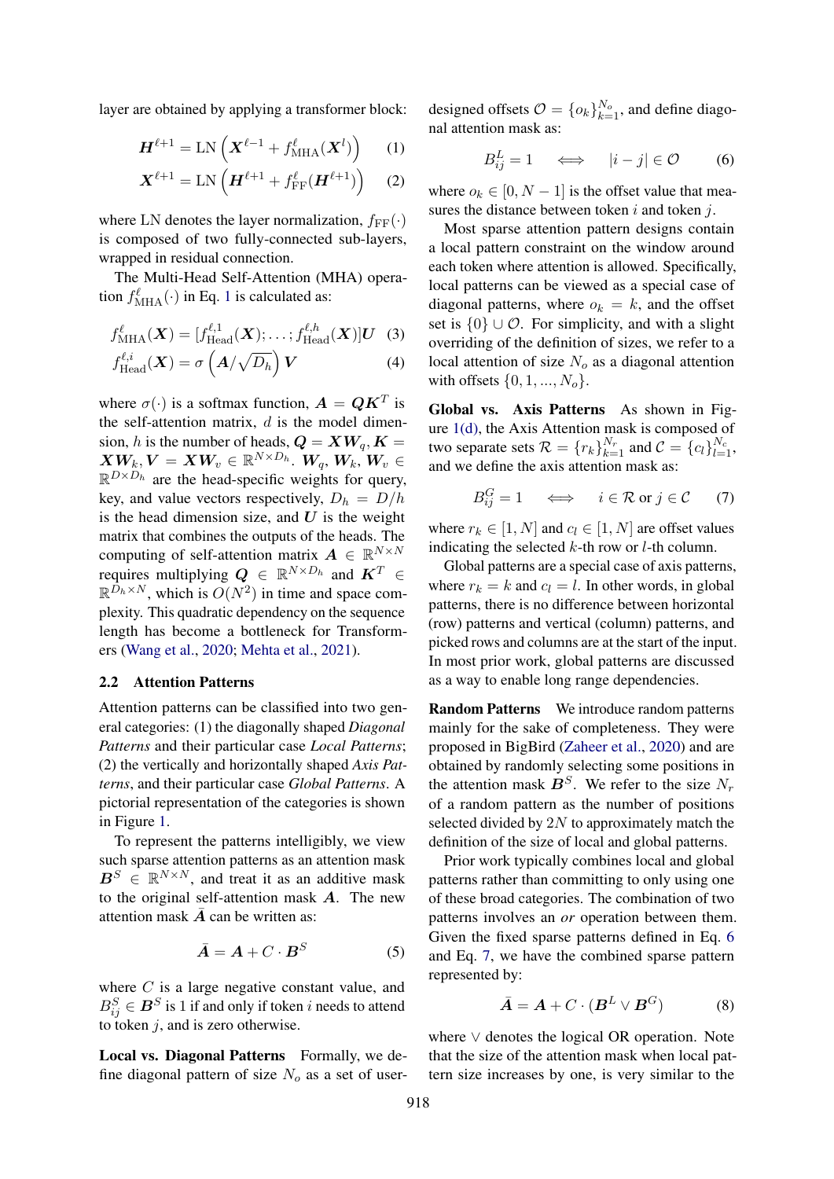layer are obtained by applying a transformer block:

$$\boldsymbol{H}^{\ell+1} = \text{LN}\left(\boldsymbol{X}^{\ell-1} + f^{\ell}_{\text{MHA}}(\boldsymbol{X}^{l})\right) \quad (1)$$

$$\boldsymbol{X}^{\ell+1} = \text{LN}\left(\boldsymbol{H}^{\ell+1} + f^{\ell}_{\text{FF}}(\boldsymbol{H}^{\ell+1})\right) \quad (2)$$

where LN denotes the layer normalization, $f_{\text{FF}}(\cdot)$ is composed of two fully-connected sub-layers, wrapped in residual connection.

The Multi-Head Self-Attention (MHA) operation $f^{\ell}_{\text{MHA}}(\cdot)$ in Eq. 1 is calculated as:

$$f^{\ell}_{\text{MHA}}(\boldsymbol{X}) = [f^{\ell,1}_{\text{Head}}(\boldsymbol{X}); \dots; f^{\ell,h}_{\text{Head}}(\boldsymbol{X})]\boldsymbol{U} \quad (3)$$

$$f^{\ell,i}_{\text{Head}}(\boldsymbol{X}) = \sigma\left(\boldsymbol{A}/\sqrt{D_h}\right)\boldsymbol{V} \quad (4)$$

where $\sigma(\cdot)$ is a softmax function, $\boldsymbol{A} = \boldsymbol{Q}\boldsymbol{K}^T$ is the self-attention matrix, $d$ is the model dimension, $h$ is the number of heads, $\boldsymbol{Q} = \boldsymbol{X}\boldsymbol{W}_q, \boldsymbol{K} = \boldsymbol{X}\boldsymbol{W}_k, \boldsymbol{V} = \boldsymbol{X}\boldsymbol{W}_v \in \mathbb{R}^{N \times D_h}$. $\boldsymbol{W}_q, \boldsymbol{W}_k, \boldsymbol{W}_v \in \mathbb{R}^{D \times D_h}$ are the head-specific weights for query, key, and value vectors respectively, $D_h = D/h$ is the head dimension size, and $\boldsymbol{U}$ is the weight matrix that combines the outputs of the heads. The computing of self-attention matrix $\boldsymbol{A} \in \mathbb{R}^{N \times N}$ requires multiplying $\boldsymbol{Q} \in \mathbb{R}^{N \times D_h}$ and $\boldsymbol{K}^T \in \mathbb{R}^{D_h \times N}$, which is $O(N^2)$ in time and space complexity. This quadratic dependency on the sequence length has become a bottleneck for Transformers (Wang et al., 2020; Mehta et al., 2021).

### 2.2 Attention Patterns

Attention patterns can be classified into two general categories: (1) the diagonally shaped *Diagonal Patterns* and their particular case *Local Patterns*; (2) the vertically and horizontally shaped *Axis Patterns*, and their particular case *Global Patterns*. A pictorial representation of the categories is shown in Figure 1.

To represent the patterns intelligibly, we view such sparse attention patterns as an attention mask $\boldsymbol{B}^S \in \mathbb{R}^{N \times N}$, and treat it as an additive mask to the original self-attention mask $\boldsymbol{A}$. The new attention mask $\bar{\boldsymbol{A}}$ can be written as:

$$\bar{\boldsymbol{A}} = \boldsymbol{A} + C \cdot \boldsymbol{B}^S \quad (5)$$

where $C$ is a large negative constant value, and $B^S_{ij} \in \boldsymbol{B}^S$ is 1 if and only if token $i$ needs to attend to token $j$, and is zero otherwise.

**Local vs. Diagonal Patterns** Formally, we define diagonal pattern of size $N_o$ as a set of user-designed offsets $\mathcal{O} = \{o_k\}_{k=1}^{N_o}$, and define diagonal attention mask as:

$$B^L_{ij} = 1 \iff |i - j| \in \mathcal{O} \quad (6)$$

where $o_k \in [0, N-1]$ is the offset value that measures the distance between token $i$ and token $j$.

Most sparse attention pattern designs contain a local pattern constraint on the window around each token where attention is allowed. Specifically, local patterns can be viewed as a special case of diagonal patterns, where $o_k = k$, and the offset set is $\{0\} \cup \mathcal{O}$. For simplicity, and with a slight overriding of the definition of sizes, we refer to a local attention of size $N_o$ as a diagonal attention with offsets $\{0, 1, ..., N_o\}$.

**Global vs. Axis Patterns** As shown in Figure 1(d), the Axis Attention mask is composed of two separate sets $\mathcal{R} = \{r_k\}_{k=1}^{N_r}$ and $\mathcal{C} = \{c_l\}_{l=1}^{N_c}$, and we define the axis attention mask as:

$$B^G_{ij} = 1 \iff i \in \mathcal{R} \text{ or } j \in \mathcal{C} \quad (7)$$

where $r_k \in [1, N]$ and $c_l \in [1, N]$ are offset values indicating the selected $k$-th row or $l$-th column.

Global patterns are a special case of axis patterns, where $r_k = k$ and $c_l = l$. In other words, in global patterns, there is no difference between horizontal (row) patterns and vertical (column) patterns, and picked rows and columns are at the start of the input. In most prior work, global patterns are discussed as a way to enable long range dependencies.

**Random Patterns** We introduce random patterns mainly for the sake of completeness. They were proposed in BigBird (Zaheer et al., 2020) and are obtained by randomly selecting some positions in the attention mask $\boldsymbol{B}^S$. We refer to the size $N_r$ of a random pattern as the number of positions selected divided by $2N$ to approximately match the definition of the size of local and global patterns.

Prior work typically combines local and global patterns rather than committing to only using one of these broad categories. The combination of two patterns involves an *or* operation between them. Given the fixed sparse patterns defined in Eq. 6 and Eq. 7, we have the combined sparse pattern represented by:

$$\bar{\boldsymbol{A}} = \boldsymbol{A} + C \cdot (\boldsymbol{B}^L \vee \boldsymbol{B}^G) \quad (8)$$

where $\vee$ denotes the logical OR operation. Note that the size of the attention mask when local pattern size increases by one, is very similar to the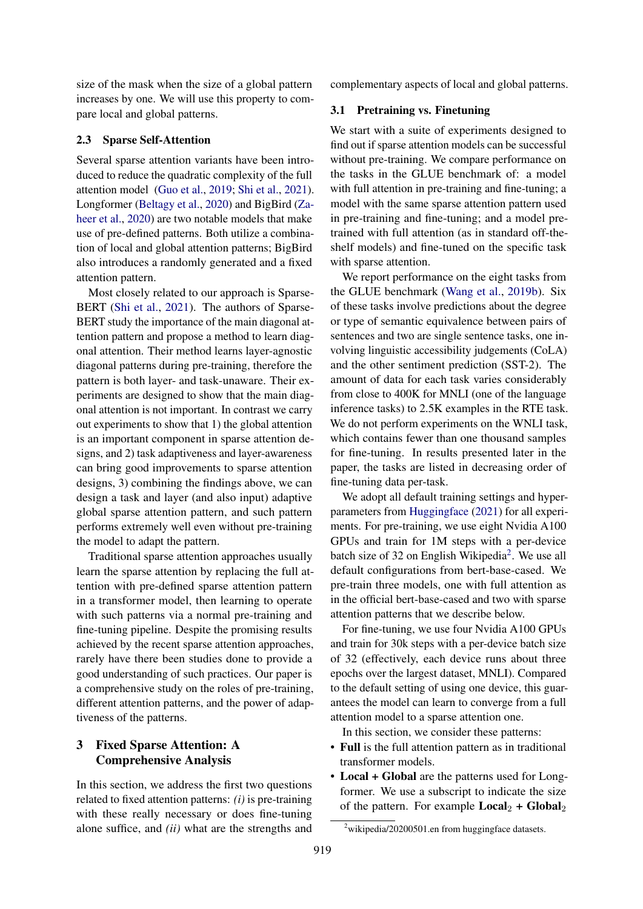size of the mask when the size of a global pattern increases by one. We will use this property to compare local and global patterns.

### 2.3 Sparse Self-Attention

Several sparse attention variants have been introduced to reduce the quadratic complexity of the full attention model (Guo et al., 2019; Shi et al., 2021). Longformer (Beltagy et al., 2020) and BigBird (Zaheer et al., 2020) are two notable models that make use of pre-defined patterns. Both utilize a combination of local and global attention patterns; BigBird also introduces a randomly generated and a fixed attention pattern.

Most closely related to our approach is SparseBERT (Shi et al., 2021). The authors of SparseBERT study the importance of the main diagonal attention pattern and propose a method to learn diagonal attention. Their method learns layer-agnostic diagonal patterns during pre-training, therefore the pattern is both layer- and task-unaware. Their experiments are designed to show that the main diagonal attention is not important. In contrast we carry out experiments to show that 1) the global attention is an important component in sparse attention designs, and 2) task adaptiveness and layer-awareness can bring good improvements to sparse attention designs, 3) combining the findings above, we can design a task and layer (and also input) adaptive global sparse attention pattern, and such pattern performs extremely well even without pre-training the model to adapt the pattern.

Traditional sparse attention approaches usually learn the sparse attention by replacing the full attention with pre-defined sparse attention pattern in a transformer model, then learning to operate with such patterns via a normal pre-training and fine-tuning pipeline. Despite the promising results achieved by the recent sparse attention approaches, rarely have there been studies done to provide a good understanding of such practices. Our paper is a comprehensive study on the roles of pre-training, different attention patterns, and the power of adaptiveness of the patterns.

## 3 Fixed Sparse Attention: A Comprehensive Analysis

In this section, we address the first two questions related to fixed attention patterns: *(i)* is pre-training with these really necessary or does fine-tuning alone suffice, and *(ii)* what are the strengths and complementary aspects of local and global patterns.

### 3.1 Pretraining vs. Finetuning

We start with a suite of experiments designed to find out if sparse attention models can be successful without pre-training. We compare performance on the tasks in the GLUE benchmark of: a model with full attention in pre-training and fine-tuning; a model with the same sparse attention pattern used in pre-training and fine-tuning; and a model pre-trained with full attention (as in standard off-the-shelf models) and fine-tuned on the specific task with sparse attention.

We report performance on the eight tasks from the GLUE benchmark (Wang et al., 2019b). Six of these tasks involve predictions about the degree or type of semantic equivalence between pairs of sentences and two are single sentence tasks, one involving linguistic accessibility judgements (CoLA) and the other sentiment prediction (SST-2). The amount of data for each task varies considerably from close to 400K for MNLI (one of the language inference tasks) to 2.5K examples in the RTE task. We do not perform experiments on the WNLI task, which contains fewer than one thousand samples for fine-tuning. In results presented later in the paper, the tasks are listed in decreasing order of fine-tuning data per-task.

We adopt all default training settings and hyper-parameters from Huggingface (2021) for all experiments. For pre-training, we use eight Nvidia A100 GPUs and train for 1M steps with a per-device batch size of 32 on English Wikipedia[2]. We use all default configurations from bert-base-cased. We pre-train three models, one with full attention as in the official bert-base-cased and two with sparse attention patterns that we describe below.

For fine-tuning, we use four Nvidia A100 GPUs and train for 30k steps with a per-device batch size of 32 (effectively, each device runs about three epochs over the largest dataset, MNLI). Compared to the default setting of using one device, this guarantees the model can learn to converge from a full attention model to a sparse attention one.

In this section, we consider these patterns:

- **Full** is the full attention pattern as in traditional transformer models.
- **Local + Global** are the patterns used for Longformer. We use a subscript to indicate the size of the pattern. For example **Local**$_2$ **+ Global**$_2$

[2] wikipedia/20200501.en from huggingface datasets.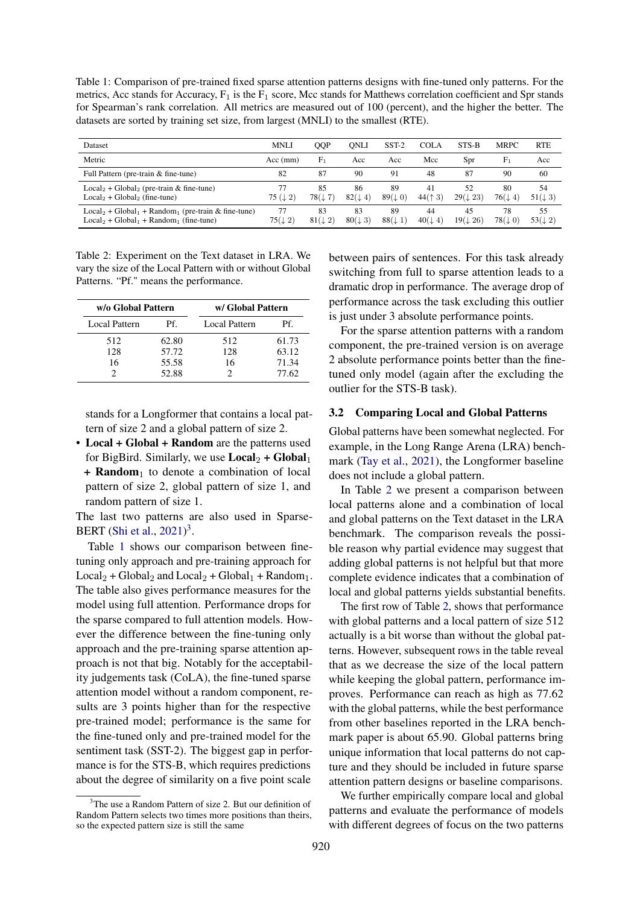Table 1: Comparison of pre-trained fixed sparse attention patterns designs with fine-tuned only patterns. For the metrics, Acc stands for Accuracy, $F_1$ is the $F_1$ score, Mcc stands for Matthews correlation coefficient and Spr stands for Spearman's rank correlation. All metrics are measured out of 100 (percent), and the higher the better. The datasets are sorted by training set size, from largest (MNLI) to the smallest (RTE).

| Dataset | MNLI | QQP | QNLI | SST-2 | COLA | STS-B | MRPC | RTE |
|---|---|---|---|---|---|---|---|---|
| Metric | Acc (mm) | $F_1$ | Acc | Acc | Mcc | Spr | $F_1$ | Acc |
| Full Pattern (pre-train & fine-tune) | 82 | 87 | 90 | 91 | 48 | 87 | 90 | 60 |
| $\text{Local}_2$ + $\text{Global}_2$ (pre-train & fine-tune) | 77 | 85 | 86 | 89 | 41 | 52 | 80 | 54 |
| $\text{Local}_2$ + $\text{Global}_2$ (fine-tune) | 75 (↓ 2) | 78(↓ 7) | 82(↓ 4) | 89(↓ 0) | 44(↑ 3) | 29(↓ 23) | 76(↓ 4) | 51(↓ 3) |
| $\text{Local}_2$ + $\text{Global}_1$ + $\text{Random}_1$ (pre-train & fine-tune) | 77 | 83 | 83 | 89 | 44 | 45 | 78 | 55 |
| $\text{Local}_2$ + $\text{Global}_1$ + $\text{Random}_1$ (fine-tune) | 75(↓ 2) | 81(↓ 2) | 80(↓ 3) | 88(↓ 1) | 40(↓ 4) | 19(↓ 26) | 78(↓ 0) | 53(↓ 2) |

Table 2: Experiment on the Text dataset in LRA. We vary the size of the Local Pattern with or without Global Patterns. "Pf." means the performance.

| w/o Global Pattern | | w/ Global Pattern | |
|---|---|---|---|
| Local Pattern | Pf. | Local Pattern | Pf. |
| 512 | 62.80 | 512 | 61.73 |
| 128 | 57.72 | 128 | 63.12 |
| 16 | 55.58 | 16 | 71.34 |
| 2 | 52.88 | 2 | 77.62 |

stands for a Longformer that contains a local pattern of size 2 and a global pattern of size 2.

- **Local + Global + Random** are the patterns used for BigBird. Similarly, we use $\textbf{Local}_2$ **+** $\textbf{Global}_1$ **+** $\textbf{Random}_1$ to denote a combination of local pattern of size 2, global pattern of size 1, and random pattern of size 1.

The last two patterns are also used in Sparse-BERT (Shi et al., 2021)[3].

Table 1 shows our comparison between fine-tuning only approach and pre-training approach for $\text{Local}_2 + \text{Global}_2$ and $\text{Local}_2 + \text{Global}_1 + \text{Random}_1$. The table also gives performance measures for the model using full attention. Performance drops for the sparse compared to full attention models. However the difference between the fine-tuning only approach and the pre-training sparse attention approach is not that big. Notably for the acceptability judgements task (CoLA), the fine-tuned sparse attention model without a random component, results are 3 points higher than for the respective pre-trained model; performance is the same for the fine-tuned only and pre-trained model for the sentiment task (SST-2). The biggest gap in performance is for the STS-B, which requires predictions about the degree of similarity on a five point scale between pairs of sentences. For this task already switching from full to sparse attention leads to a dramatic drop in performance. The average drop of performance across the task excluding this outlier is just under 3 absolute performance points.

For the sparse attention patterns with a random component, the pre-trained version is on average 2 absolute performance points better than the fine-tuned only model (again after the excluding the outlier for the STS-B task).

### 3.2 Comparing Local and Global Patterns

Global patterns have been somewhat neglected. For example, in the Long Range Arena (LRA) benchmark (Tay et al., 2021), the Longformer baseline does not include a global pattern.

In Table 2 we present a comparison between local patterns alone and a combination of local and global patterns on the Text dataset in the LRA benchmark. The comparison reveals the possible reason why partial evidence may suggest that adding global patterns is not helpful but that more complete evidence indicates that a combination of local and global patterns yields substantial benefits.

The first row of Table 2, shows that performance with global patterns and a local pattern of size 512 actually is a bit worse than without the global patterns. However, subsequent rows in the table reveal that as we decrease the size of the local pattern while keeping the global pattern, performance improves. Performance can reach as high as 77.62 with the global patterns, while the best performance from other baselines reported in the LRA benchmark paper is about 65.90. Global patterns bring unique information that local patterns do not capture and they should be included in future sparse attention pattern designs or baseline comparisons.

We further empirically compare local and global patterns and evaluate the performance of models with different degrees of focus on the two patterns

[3] The use a Random Pattern of size 2. But our definition of Random Pattern selects two times more positions than theirs, so the expected pattern size is still the same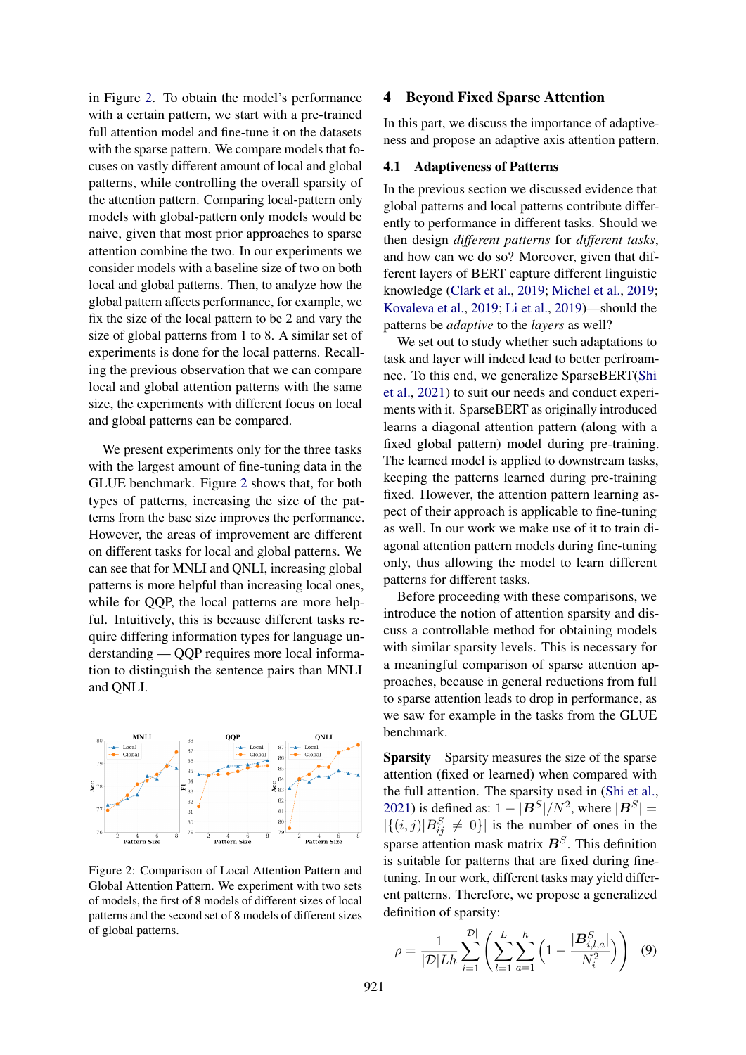in Figure 2. To obtain the model's performance with a certain pattern, we start with a pre-trained full attention model and fine-tune it on the datasets with the sparse pattern. We compare models that focuses on vastly different amount of local and global patterns, while controlling the overall sparsity of the attention pattern. Comparing local-pattern only models with global-pattern only models would be naive, given that most prior approaches to sparse attention combine the two. In our experiments we consider models with a baseline size of two on both local and global patterns. Then, to analyze how the global pattern affects performance, for example, we fix the size of the local pattern to be 2 and vary the size of global patterns from 1 to 8. A similar set of experiments is done for the local patterns. Recalling the previous observation that we can compare local and global attention patterns with the same size, the experiments with different focus on local and global patterns can be compared.

We present experiments only for the three tasks with the largest amount of fine-tuning data in the GLUE benchmark. Figure 2 shows that, for both types of patterns, increasing the size of the patterns from the base size improves the performance. However, the areas of improvement are different on different tasks for local and global patterns. We can see that for MNLI and QNLI, increasing global patterns is more helpful than increasing local ones, while for QQP, the local patterns are more helpful. Intuitively, this is because different tasks require differing information types for language understanding — QQP requires more local information to distinguish the sentence pairs than MNLI and QNLI.

Figure 2: Comparison of Local Attention Pattern and Global Attention Pattern. We experiment with two sets of models, the first of 8 models of different sizes of local patterns and the second set of 8 models of different sizes of global patterns.

## 4 Beyond Fixed Sparse Attention

In this part, we discuss the importance of adaptiveness and propose an adaptive axis attention pattern.

### 4.1 Adaptiveness of Patterns

In the previous section we discussed evidence that global patterns and local patterns contribute differently to performance in different tasks. Should we then design *different patterns* for *different tasks*, and how can we do so? Moreover, given that different layers of BERT capture different linguistic knowledge (Clark et al., 2019; Michel et al., 2019; Kovaleva et al., 2019; Li et al., 2019)—should the patterns be *adaptive* to the *layers* as well?

We set out to study whether such adaptations to task and layer will indeed lead to better perfroamnce. To this end, we generalize SparseBERT(Shi et al., 2021) to suit our needs and conduct experiments with it. SparseBERT as originally introduced learns a diagonal attention pattern (along with a fixed global pattern) model during pre-training. The learned model is applied to downstream tasks, keeping the patterns learned during pre-training fixed. However, the attention pattern learning aspect of their approach is applicable to fine-tuning as well. In our work we make use of it to train diagonal attention pattern models during fine-tuning only, thus allowing the model to learn different patterns for different tasks.

Before proceeding with these comparisons, we introduce the notion of attention sparsity and discuss a controllable method for obtaining models with similar sparsity levels. This is necessary for a meaningful comparison of sparse attention approaches, because in general reductions from full to sparse attention leads to drop in performance, as we saw for example in the tasks from the GLUE benchmark.

**Sparsity** Sparsity measures the size of the sparse attention (fixed or learned) when compared with the full attention. The sparsity used in (Shi et al., 2021) is defined as: $1 - |\boldsymbol{B}^S|/N^2$, where $|\boldsymbol{B}^S| = |\{(i,j)|B^S_{ij} \neq 0\}|$ is the number of ones in the sparse attention mask matrix $\boldsymbol{B}^S$. This definition is suitable for patterns that are fixed during fine-tuning. In our work, different tasks may yield different patterns. Therefore, we propose a generalized definition of sparsity:

$$\rho = \frac{1}{|\mathcal{D}|Lh} \sum_{i=1}^{|\mathcal{D}|} \left( \sum_{l=1}^{L} \sum_{a=1}^{h} \left( 1 - \frac{|\boldsymbol{B}^S_{i,l,a}|}{N_i^2} \right) \right) \quad (9)$$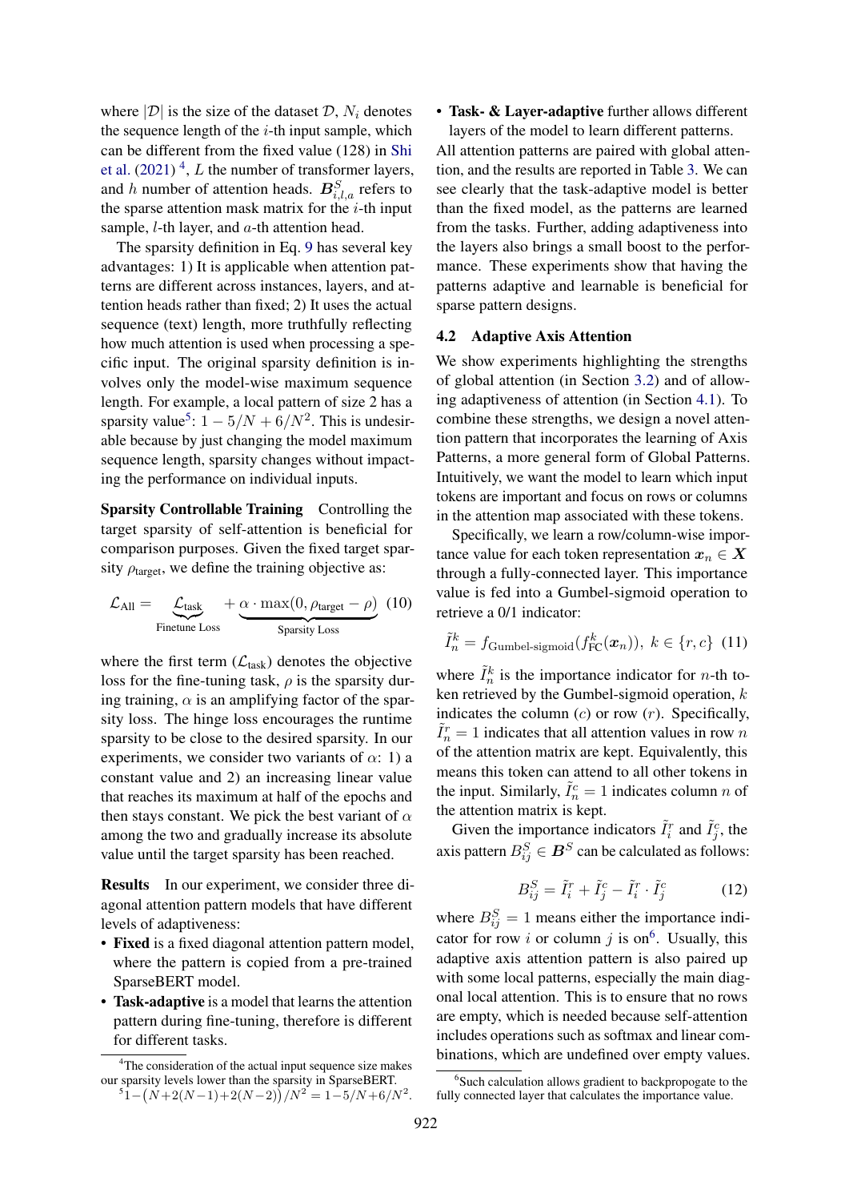where $|\mathcal{D}|$ is the size of the dataset $\mathcal{D}$, $N_i$ denotes the sequence length of the $i$-th input sample, which can be different from the fixed value (128) in Shi et al. (2021) [4], $L$ the number of transformer layers, and $h$ number of attention heads. $\boldsymbol{B}^S_{i,l,a}$ refers to the sparse attention mask matrix for the $i$-th input sample, $l$-th layer, and $a$-th attention head.

The sparsity definition in Eq. 9 has several key advantages: 1) It is applicable when attention patterns are different across instances, layers, and attention heads rather than fixed; 2) It uses the actual sequence (text) length, more truthfully reflecting how much attention is used when processing a specific input. The original sparsity definition involves only the model-wise maximum sequence length. For example, a local pattern of size 2 has a sparsity value[5]: $1 - 5/N + 6/N^2$. This is undesirable because by just changing the model maximum sequence length, sparsity changes without impacting the performance on individual inputs.

**Sparsity Controllable Training** Controlling the target sparsity of self-attention is beneficial for comparison purposes. Given the fixed target sparsity $\rho_{\text{target}}$, we define the training objective as:

$$\mathcal{L}_{\text{All}} = \underbrace{\mathcal{L}_{\text{task}}}_{\text{Finetune Loss}} + \underbrace{\alpha \cdot \max(0, \rho_{\text{target}} - \rho)}_{\text{Sparsity Loss}} \quad (10)$$

where the first term ($\mathcal{L}_{\text{task}}$) denotes the objective loss for the fine-tuning task, $\rho$ is the sparsity during training, $\alpha$ is an amplifying factor of the sparsity loss. The hinge loss encourages the runtime sparsity to be close to the desired sparsity. In our experiments, we consider two variants of $\alpha$: 1) a constant value and 2) an increasing linear value that reaches its maximum at half of the epochs and then stays constant. We pick the best variant of $\alpha$ among the two and gradually increase its absolute value until the target sparsity has been reached.

**Results** In our experiment, we consider three diagonal attention pattern models that have different levels of adaptiveness:

- **Fixed** is a fixed diagonal attention pattern model, where the pattern is copied from a pre-trained SparseBERT model.
- **Task-adaptive** is a model that learns the attention pattern during fine-tuning, therefore is different for different tasks.
- **Task- & Layer-adaptive** further allows different layers of the model to learn different patterns.

All attention patterns are paired with global attention, and the results are reported in Table 3. We can see clearly that the task-adaptive model is better than the fixed model, as the patterns are learned from the tasks. Further, adding adaptiveness into the layers also brings a small boost to the performance. These experiments show that having the patterns adaptive and learnable is beneficial for sparse pattern designs.

### 4.2 Adaptive Axis Attention

We show experiments highlighting the strengths of global attention (in Section 3.2) and of allowing adaptiveness of attention (in Section 4.1). To combine these strengths, we design a novel attention pattern that incorporates the learning of Axis Patterns, a more general form of Global Patterns. Intuitively, we want the model to learn which input tokens are important and focus on rows or columns in the attention map associated with these tokens.

Specifically, we learn a row/column-wise importance value for each token representation $\boldsymbol{x}_n \in \boldsymbol{X}$ through a fully-connected layer. This importance value is fed into a Gumbel-sigmoid operation to retrieve a 0/1 indicator:

$$\tilde{I}^k_n = f_{\text{Gumbel-sigmoid}}(f^k_{\text{FC}}(\boldsymbol{x}_n)),\ k \in \{r, c\} \quad (11)$$

where $\tilde{I}^k_n$ is the importance indicator for $n$-th token retrieved by the Gumbel-sigmoid operation, $k$ indicates the column ($c$) or row ($r$). Specifically, $\tilde{I}^r_n = 1$ indicates that all attention values in row $n$ of the attention matrix are kept. Equivalently, this means this token can attend to all other tokens in the input. Similarly, $\tilde{I}^c_n = 1$ indicates column $n$ of the attention matrix is kept.

Given the importance indicators $\tilde{I}^r_i$ and $\tilde{I}^c_j$, the axis pattern $B^S_{ij} \in \boldsymbol{B}^S$ can be calculated as follows:

$$B^S_{ij} = \tilde{I}^r_i + \tilde{I}^c_j - \tilde{I}^r_i \cdot \tilde{I}^c_j \quad (12)$$

where $B^S_{ij} = 1$ means either the importance indicator for row $i$ or column $j$ is on[6]. Usually, this adaptive axis attention pattern is also paired up with some local patterns, especially the main diagonal local attention. This is to ensure that no rows are empty, which is needed because self-attention includes operations such as softmax and linear combinations, which are undefined over empty values.

[4] The consideration of the actual input sequence size makes our sparsity levels lower than the sparsity in SparseBERT.

[5] $1 - \big(N + 2(N-1) + 2(N-2)\big)/N^2 = 1 - 5/N + 6/N^2$.

[6] Such calculation allows gradient to backpropogate to the fully connected layer that calculates the importance value.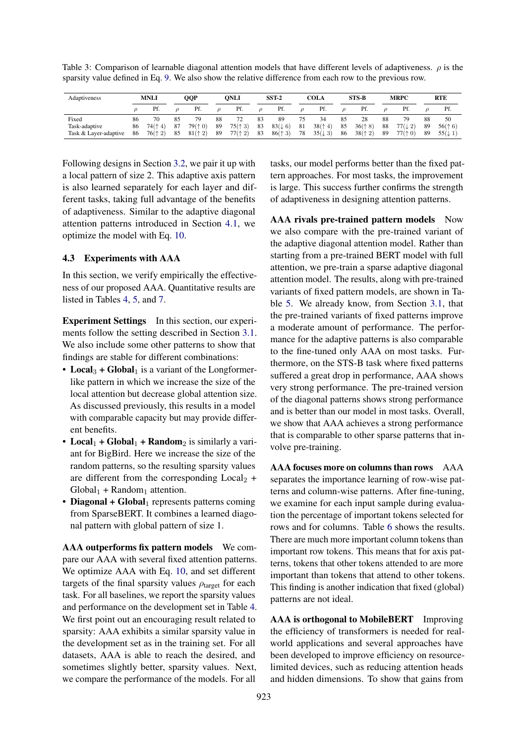Table 3: Comparison of learnable diagonal attention models that have different levels of adaptiveness. $\rho$ is the sparsity value defined in Eq. 9. We also show the relative difference from each row to the previous row.

| Adaptiveness | MNLI | | QQP | | QNLI | | SST-2 | | COLA | | STS-B | | MRPC | | RTE | |
|---|---|---|---|---|---|---|---|---|---|---|---|---|---|---|---|---|
| | $\rho$ | Pf. | $\rho$ | Pf. | $\rho$ | Pf. | $\rho$ | Pf. | $\rho$ | Pf. | $\rho$ | Pf. | $\rho$ | Pf. | $\rho$ | Pf. |
| Fixed | 86 | 70 | 85 | 79 | 88 | 72 | 83 | 89 | 75 | 34 | 85 | 28 | 88 | 79 | 88 | 50 |
| Task-adaptive | 86 | 74(↑ 4) | 87 | 79(↑ 0) | 89 | 75(↑ 3) | 83 | 83(↓ 6) | 81 | 38(↑ 4) | 85 | 36(↑ 8) | 88 | 77(↓ 2) | 89 | 56(↑ 6) |
| Task & Layer-adaptive | 86 | 76(↑ 2) | 85 | 81(↑ 2) | 89 | 77(↑ 2) | 83 | 86(↑ 3) | 78 | 35(↓ 3) | 86 | 38(↑ 2) | 89 | 77(↑ 0) | 89 | 55(↓ 1) |

Following designs in Section 3.2, we pair it up with a local pattern of size 2. This adaptive axis pattern is also learned separately for each layer and different tasks, taking full advantage of the benefits of adaptiveness. Similar to the adaptive diagonal attention patterns introduced in Section 4.1, we optimize the model with Eq. 10.

### 4.3 Experiments with AAA

In this section, we verify empirically the effectiveness of our proposed AAA. Quantitative results are listed in Tables 4, 5, and 7.

**Experiment Settings** In this section, our experiments follow the setting described in Section 3.1. We also include some other patterns to show that findings are stable for different combinations:

- **Local$_3$ + Global$_1$** is a variant of the Longformer-like pattern in which we increase the size of the local attention but decrease global attention size. As discussed previously, this results in a model with comparable capacity but may provide different benefits.
- **Local$_1$ + Global$_1$ + Random$_2$** is similarly a variant for BigBird. Here we increase the size of the random patterns, so the resulting sparsity values are different from the corresponding Local$_2$ + Global$_1$ + Random$_1$ attention.
- **Diagonal + Global$_1$** represents patterns coming from SparseBERT. It combines a learned diagonal pattern with global pattern of size 1.

**AAA outperforms fix pattern models** We compare our AAA with several fixed attention patterns. We optimize AAA with Eq. 10, and set different targets of the final sparsity values $\rho_{\text{target}}$ for each task. For all baselines, we report the sparsity values and performance on the development set in Table 4. We first point out an encouraging result related to sparsity: AAA exhibits a similar sparsity value in the development set as in the training set. For all datasets, AAA is able to reach the desired, and sometimes slightly better, sparsity values. Next, we compare the performance of the models. For all tasks, our model performs better than the fixed pattern approaches. For most tasks, the improvement is large. This success further confirms the strength of adaptiveness in designing attention patterns.

**AAA rivals pre-trained pattern models** Now we also compare with the pre-trained variant of the adaptive diagonal attention model. Rather than starting from a pre-trained BERT model with full attention, we pre-train a sparse adaptive diagonal attention model. The results, along with pre-trained variants of fixed pattern models, are shown in Table 5. We already know, from Section 3.1, that the pre-trained variants of fixed patterns improve a moderate amount of performance. The performance for the adaptive patterns is also comparable to the fine-tuned only AAA on most tasks. Furthermore, on the STS-B task where fixed patterns suffered a great drop in performance, AAA shows very strong performance. The pre-trained version of the diagonal patterns shows strong performance and is better than our model in most tasks. Overall, we show that AAA achieves a strong performance that is comparable to other sparse patterns that involve pre-training.

**AAA focuses more on columns than rows** AAA separates the importance learning of row-wise patterns and column-wise patterns. After fine-tuning, we examine for each input sample during evaluation the percentage of important tokens selected for rows and for columns. Table 6 shows the results. There are much more important column tokens than important row tokens. This means that for axis patterns, tokens that other tokens attended to are more important than tokens that attend to other tokens. This finding is another indication that fixed (global) patterns are not ideal.

**AAA is orthogonal to MobileBERT** Improving the efficiency of transformers is needed for real-world applications and several approaches have been developed to improve efficiency on resource-limited devices, such as reducing attention heads and hidden dimensions. To show that gains from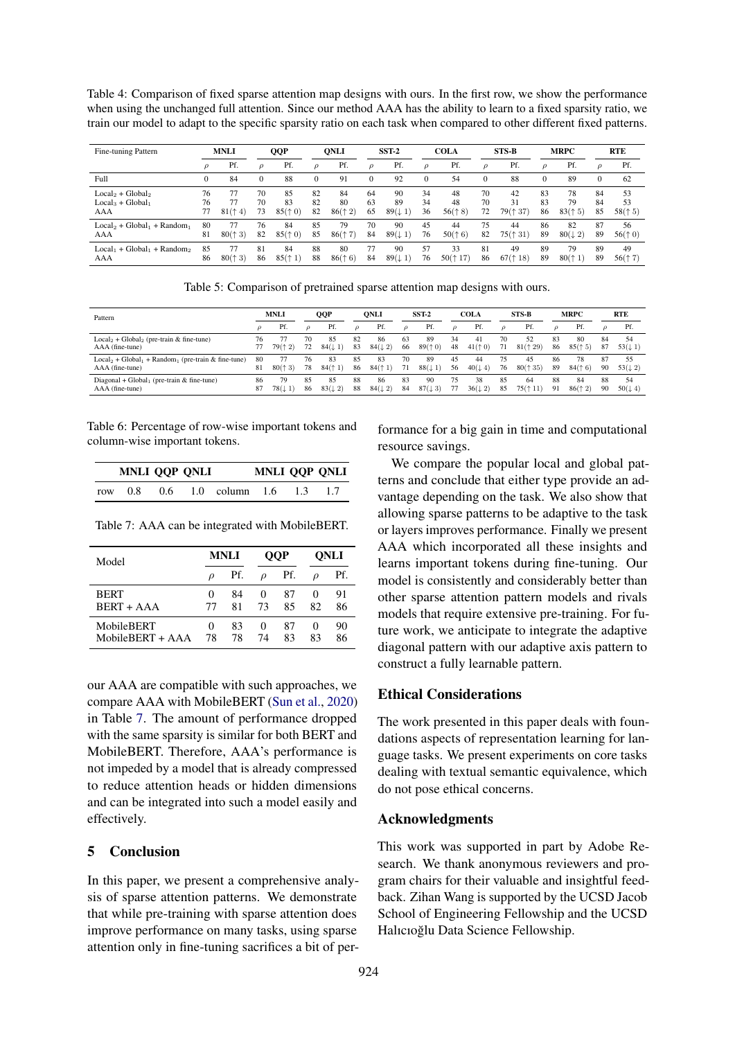Table 4: Comparison of fixed sparse attention map designs with ours. In the first row, we show the performance when using the unchanged full attention. Since our method AAA has the ability to learn to a fixed sparsity ratio, we train our model to adapt to the specific sparsity ratio on each task when compared to other different fixed patterns.

| Fine-tuning Pattern | MNLI | | QQP | | QNLI | | SST-2 | | COLA | | STS-B | | MRPC | | RTE | |
|---|---|---|---|---|---|---|---|---|---|---|---|---|---|---|---|---|
| | $\rho$ | Pf. | $\rho$ | Pf. | $\rho$ | Pf. | $\rho$ | Pf. | $\rho$ | Pf. | $\rho$ | Pf. | $\rho$ | Pf. | $\rho$ | Pf. |
| Full | 0 | 84 | 0 | 88 | 0 | 91 | 0 | 92 | 0 | 54 | 0 | 88 | 0 | 89 | 0 | 62 |
| $\text{Local}_2$ + $\text{Global}_2$ | 76 | 77 | 70 | 85 | 82 | 84 | 64 | 90 | 34 | 48 | 70 | 42 | 83 | 78 | 84 | 53 |
| $\text{Local}_3$ + $\text{Global}_1$ | 76 | 77 | 70 | 83 | 82 | 80 | 63 | 89 | 34 | 48 | 70 | 31 | 83 | 79 | 84 | 53 |
| AAA | 77 | 81(↑ 4) | 73 | 85(↑ 0) | 82 | 86(↑ 2) | 65 | 89(↓ 1) | 36 | 56(↑ 8) | 72 | 79(↑ 37) | 86 | 83(↑ 5) | 85 | 58(↑ 5) |
| $\text{Local}_2$ + $\text{Global}_1$ + $\text{Random}_1$ | 80 | 77 | 76 | 84 | 85 | 79 | 70 | 90 | 45 | 44 | 75 | 44 | 86 | 82 | 87 | 56 |
| AAA | 81 | 80(↑ 3) | 82 | 85(↑ 0) | 85 | 86(↑ 7) | 84 | 89(↓ 1) | 76 | 50(↑ 6) | 82 | 75(↑ 31) | 89 | 80(↓ 2) | 89 | 56(↑ 0) |
| $\text{Local}_1$ + $\text{Global}_1$ + $\text{Random}_2$ | 85 | 77 | 81 | 84 | 88 | 80 | 77 | 90 | 57 | 33 | 81 | 49 | 89 | 79 | 89 | 49 |
| AAA | 86 | 80(↑ 3) | 86 | 85(↑ 1) | 88 | 86(↑ 6) | 84 | 89(↓ 1) | 76 | 50(↑ 17) | 86 | 67(↑ 18) | 89 | 80(↑ 1) | 89 | 56(↑ 7) |

Table 5: Comparison of pretrained sparse attention map designs with ours.

| Pattern | MNLI | | QQP | | QNLI | | SST-2 | | COLA | | STS-B | | MRPC | | RTE | |
|---|---|---|---|---|---|---|---|---|---|---|---|---|---|---|---|---|
| | $\rho$ | Pf. | $\rho$ | Pf. | $\rho$ | Pf. | $\rho$ | Pf. | $\rho$ | Pf. | $\rho$ | Pf. | $\rho$ | Pf. | $\rho$ | Pf. |
| $\text{Local}_2$ + $\text{Global}_2$ (pre-train & fine-tune) | 76 | 77 | 70 | 85 | 82 | 86 | 63 | 89 | 34 | 41 | 70 | 52 | 83 | 80 | 84 | 54 |
| AAA (fine-tune) | 77 | 79(↑ 2) | 72 | 84(↓ 1) | 83 | 84(↓ 2) | 66 | 89(↑ 0) | 48 | 41(↑ 0) | 71 | 81(↑ 29) | 86 | 85(↑ 5) | 87 | 53(↓ 1) |
| $\text{Local}_2$ + $\text{Global}_1$ + $\text{Random}_1$ (pre-train & fine-tune) | 80 | 77 | 76 | 83 | 85 | 83 | 70 | 89 | 45 | 44 | 75 | 45 | 86 | 78 | 87 | 55 |
| AAA (fine-tune) | 81 | 80(↑ 3) | 78 | 84(↑ 1) | 86 | 84(↑ 1) | 71 | 88(↓ 1) | 56 | 40(↓ 4) | 76 | 80(↑ 35) | 89 | 84(↑ 6) | 90 | 53(↓ 2) |
| Diagonal + $\text{Global}_1$ (pre-train & fine-tune) | 86 | 79 | 85 | 85 | 88 | 86 | 83 | 90 | 75 | 38 | 85 | 64 | 88 | 84 | 88 | 54 |
| AAA (fine-tune) | 87 | 78(↓ 1) | 86 | 83(↓ 2) | 88 | 84(↓ 2) | 84 | 87(↓ 3) | 77 | 36(↓ 2) | 85 | 75(↑ 11) | 91 | 86(↑ 2) | 90 | 50(↓ 4) |

Table 6: Percentage of row-wise important tokens and column-wise important tokens.

| | MNLI | QQP | QNLI | | MNLI | QQP | QNLI |
|---|---|---|---|---|---|---|---|
| row | 0.8 | 0.6 | 1.0 | column | 1.6 | 1.3 | 1.7 |

Table 7: AAA can be integrated with MobileBERT.

| Model | MNLI | | QQP | | QNLI | |
|---|---|---|---|---|---|---|
| | $\rho$ | Pf. | $\rho$ | Pf. | $\rho$ | Pf. |
| BERT | 0 | 84 | 0 | 87 | 0 | 91 |
| BERT + AAA | 77 | 81 | 73 | 85 | 82 | 86 |
| MobileBERT | 0 | 83 | 0 | 87 | 0 | 90 |
| MobileBERT + AAA | 78 | 78 | 74 | 83 | 83 | 86 |

our AAA are compatible with such approaches, we compare AAA with MobileBERT (Sun et al., 2020) in Table 7. The amount of performance dropped with the same sparsity is similar for both BERT and MobileBERT. Therefore, AAA's performance is not impeded by a model that is already compressed to reduce attention heads or hidden dimensions and can be integrated into such a model easily and effectively.

## 5 Conclusion

In this paper, we present a comprehensive analysis of sparse attention patterns. We demonstrate that while pre-training with sparse attention does improve performance on many tasks, using sparse attention only in fine-tuning sacrifices a bit of performance for a big gain in time and computational resource savings.

We compare the popular local and global patterns and conclude that either type provide an advantage depending on the task. We also show that allowing sparse patterns to be adaptive to the task or layers improves performance. Finally we present AAA which incorporated all these insights and learns important tokens during fine-tuning. Our model is consistently and considerably better than other sparse attention pattern models and rivals models that require extensive pre-training. For future work, we anticipate to integrate the adaptive diagonal pattern with our adaptive axis pattern to construct a fully learnable pattern.

## Ethical Considerations

The work presented in this paper deals with foundations aspects of representation learning for language tasks. We present experiments on core tasks dealing with textual semantic equivalence, which do not pose ethical concerns.

## Acknowledgments

This work was supported in part by Adobe Research. We thank anonymous reviewers and program chairs for their valuable and insightful feedback. Zihan Wang is supported by the UCSD Jacob School of Engineering Fellowship and the UCSD Halıcıoğlu Data Science Fellowship.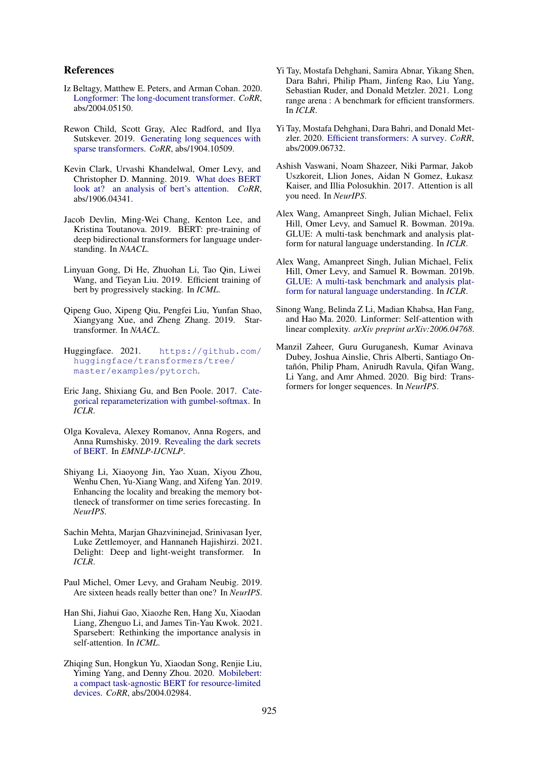## References

Iz Beltagy, Matthew E. Peters, and Arman Cohan. 2020. Longformer: The long-document transformer. *CoRR*, abs/2004.05150.

Rewon Child, Scott Gray, Alec Radford, and Ilya Sutskever. 2019. Generating long sequences with sparse transformers. *CoRR*, abs/1904.10509.

Kevin Clark, Urvashi Khandelwal, Omer Levy, and Christopher D. Manning. 2019. What does BERT look at? an analysis of bert's attention. *CoRR*, abs/1906.04341.

Jacob Devlin, Ming-Wei Chang, Kenton Lee, and Kristina Toutanova. 2019. BERT: pre-training of deep bidirectional transformers for language understanding. In *NAACL*.

Linyuan Gong, Di He, Zhuohan Li, Tao Qin, Liwei Wang, and Tieyan Liu. 2019. Efficient training of bert by progressively stacking. In *ICML*.

Qipeng Guo, Xipeng Qiu, Pengfei Liu, Yunfan Shao, Xiangyang Xue, and Zheng Zhang. 2019. Star-transformer. In *NAACL*.

Huggingface. 2021. https://github.com/huggingface/transformers/tree/master/examples/pytorch.

Eric Jang, Shixiang Gu, and Ben Poole. 2017. Categorical reparameterization with gumbel-softmax. In *ICLR*.

Olga Kovaleva, Alexey Romanov, Anna Rogers, and Anna Rumshisky. 2019. Revealing the dark secrets of BERT. In *EMNLP-IJCNLP*.

Shiyang Li, Xiaoyong Jin, Yao Xuan, Xiyou Zhou, Wenhu Chen, Yu-Xiang Wang, and Xifeng Yan. 2019. Enhancing the locality and breaking the memory bottleneck of transformer on time series forecasting. In *NeurIPS*.

Sachin Mehta, Marjan Ghazvininejad, Srinivasan Iyer, Luke Zettlemoyer, and Hannaneh Hajishirzi. 2021. Delight: Deep and light-weight transformer. In *ICLR*.

Paul Michel, Omer Levy, and Graham Neubig. 2019. Are sixteen heads really better than one? In *NeurIPS*.

Han Shi, Jiahui Gao, Xiaozhe Ren, Hang Xu, Xiaodan Liang, Zhenguo Li, and James Tin-Yau Kwok. 2021. Sparsebert: Rethinking the importance analysis in self-attention. In *ICML*.

Zhiqing Sun, Hongkun Yu, Xiaodan Song, Renjie Liu, Yiming Yang, and Denny Zhou. 2020. Mobilebert: a compact task-agnostic BERT for resource-limited devices. *CoRR*, abs/2004.02984.

Yi Tay, Mostafa Dehghani, Samira Abnar, Yikang Shen, Dara Bahri, Philip Pham, Jinfeng Rao, Liu Yang, Sebastian Ruder, and Donald Metzler. 2021. Long range arena : A benchmark for efficient transformers. In *ICLR*.

Yi Tay, Mostafa Dehghani, Dara Bahri, and Donald Metzler. 2020. Efficient transformers: A survey. *CoRR*, abs/2009.06732.

Ashish Vaswani, Noam Shazeer, Niki Parmar, Jakob Uszkoreit, Llion Jones, Aidan N Gomez, Łukasz Kaiser, and Illia Polosukhin. 2017. Attention is all you need. In *NeurIPS*.

Alex Wang, Amanpreet Singh, Julian Michael, Felix Hill, Omer Levy, and Samuel R. Bowman. 2019a. GLUE: A multi-task benchmark and analysis platform for natural language understanding. In *ICLR*.

Alex Wang, Amanpreet Singh, Julian Michael, Felix Hill, Omer Levy, and Samuel R. Bowman. 2019b. GLUE: A multi-task benchmark and analysis platform for natural language understanding. In *ICLR*.

Sinong Wang, Belinda Z Li, Madian Khabsa, Han Fang, and Hao Ma. 2020. Linformer: Self-attention with linear complexity. *arXiv preprint arXiv:2006.04768*.

Manzil Zaheer, Guru Guruganesh, Kumar Avinava Dubey, Joshua Ainslie, Chris Alberti, Santiago Ontañón, Philip Pham, Anirudh Ravula, Qifan Wang, Li Yang, and Amr Ahmed. 2020. Big bird: Transformers for longer sequences. In *NeurIPS*.